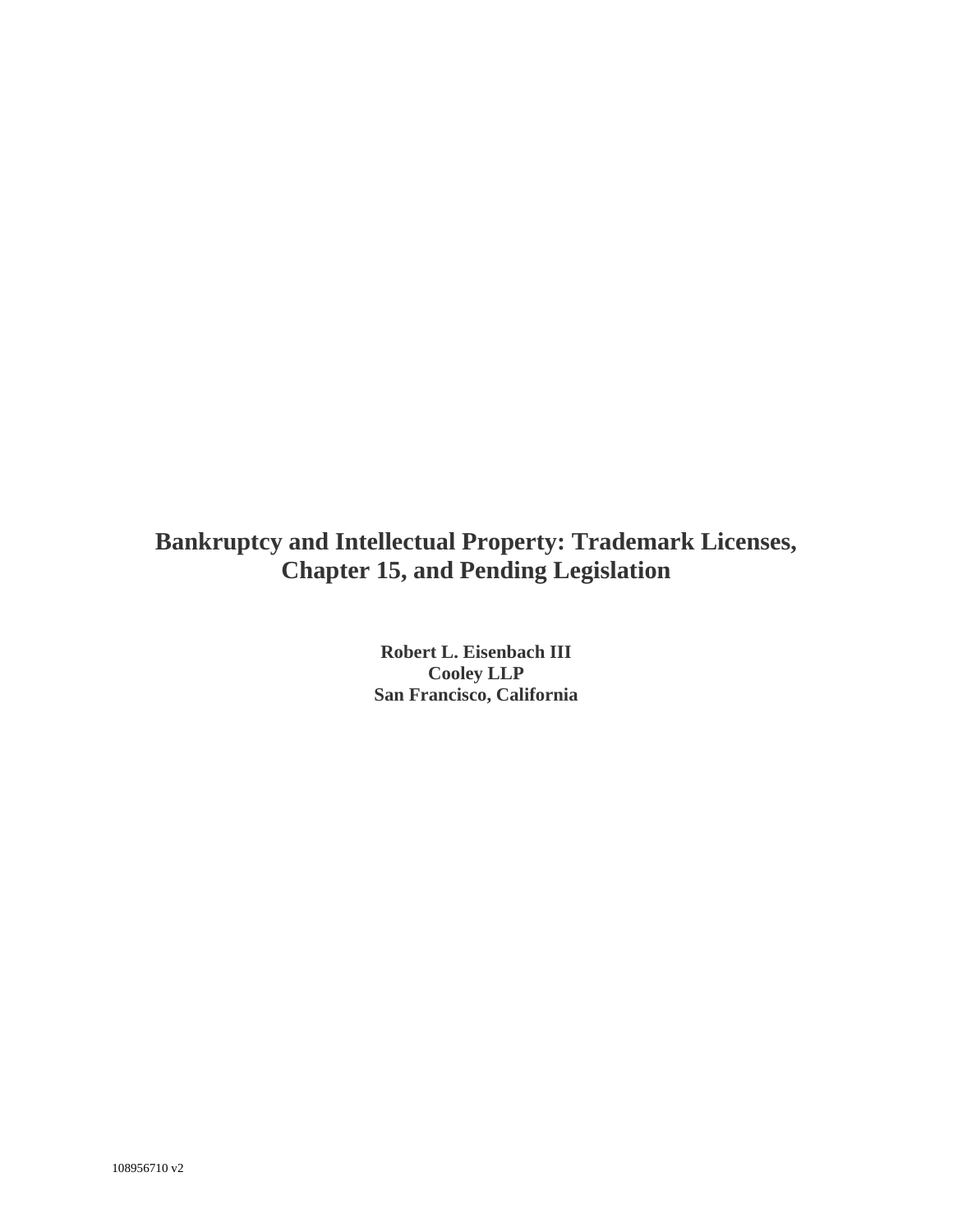# Bankruptcy and Intellectual Property: Trademark Licenses, Chapter 15, and Pending Legislation

**Robert L. Eisenbach III**
**Cooley LLP**
**San Francisco, California**

108956710 v2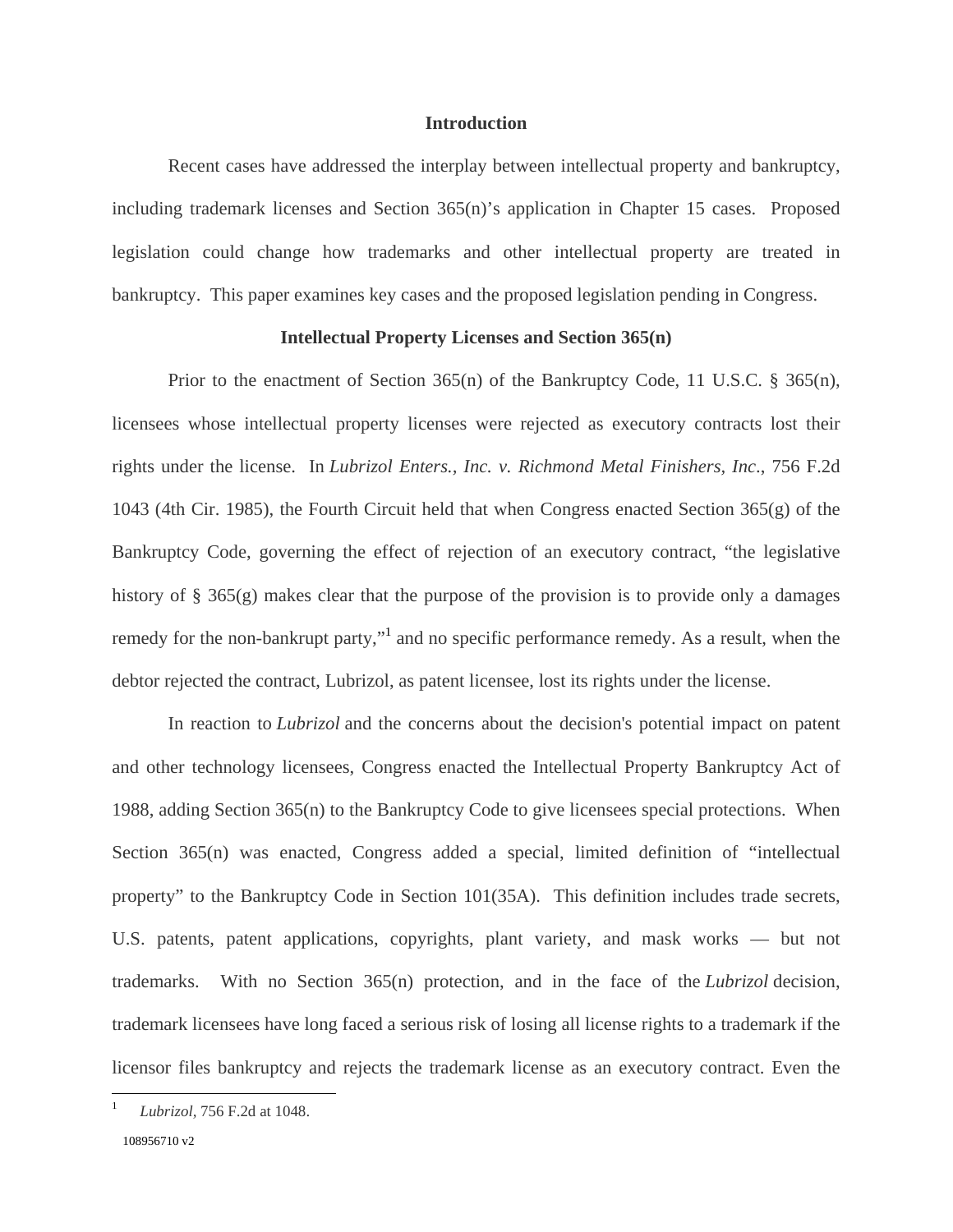## Introduction

Recent cases have addressed the interplay between intellectual property and bankruptcy, including trademark licenses and Section 365(n)'s application in Chapter 15 cases. Proposed legislation could change how trademarks and other intellectual property are treated in bankruptcy. This paper examines key cases and the proposed legislation pending in Congress.

## Intellectual Property Licenses and Section 365(n)

Prior to the enactment of Section 365(n) of the Bankruptcy Code, 11 U.S.C. § 365(n), licensees whose intellectual property licenses were rejected as executory contracts lost their rights under the license. In *Lubrizol Enters., Inc. v. Richmond Metal Finishers, Inc*., 756 F.2d 1043 (4th Cir. 1985), the Fourth Circuit held that when Congress enacted Section 365(g) of the Bankruptcy Code, governing the effect of rejection of an executory contract, "the legislative history of § 365(g) makes clear that the purpose of the provision is to provide only a damages remedy for the non-bankrupt party,"[1] and no specific performance remedy. As a result, when the debtor rejected the contract, Lubrizol, as patent licensee, lost its rights under the license.

In reaction to *Lubrizol* and the concerns about the decision's potential impact on patent and other technology licensees, Congress enacted the Intellectual Property Bankruptcy Act of 1988, adding Section 365(n) to the Bankruptcy Code to give licensees special protections. When Section 365(n) was enacted, Congress added a special, limited definition of "intellectual property" to the Bankruptcy Code in Section 101(35A). This definition includes trade secrets, U.S. patents, patent applications, copyrights, plant variety, and mask works — but not trademarks. With no Section 365(n) protection, and in the face of the *Lubrizol* decision, trademark licensees have long faced a serious risk of losing all license rights to a trademark if the licensor files bankruptcy and rejects the trademark license as an executory contract. Even the

[1] *Lubrizol*, 756 F.2d at 1048.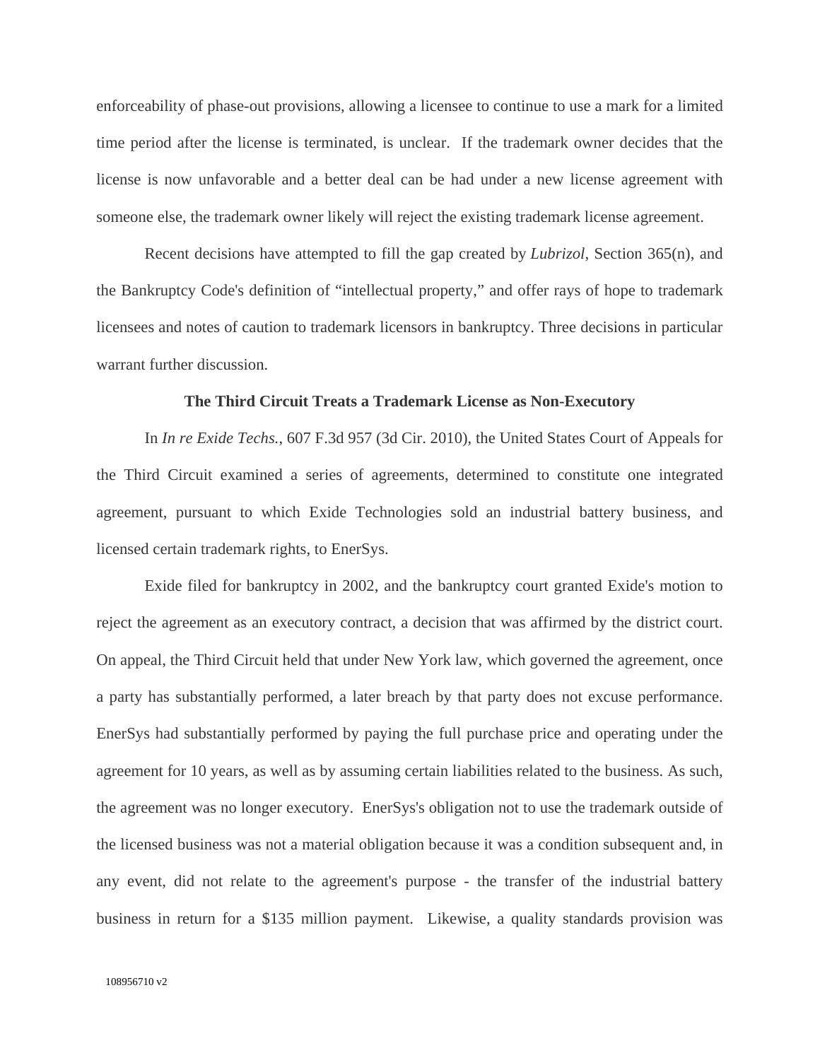enforceability of phase-out provisions, allowing a licensee to continue to use a mark for a limited time period after the license is terminated, is unclear. If the trademark owner decides that the license is now unfavorable and a better deal can be had under a new license agreement with someone else, the trademark owner likely will reject the existing trademark license agreement.

Recent decisions have attempted to fill the gap created by *Lubrizol*, Section 365(n), and the Bankruptcy Code's definition of "intellectual property," and offer rays of hope to trademark licensees and notes of caution to trademark licensors in bankruptcy. Three decisions in particular warrant further discussion.

## The Third Circuit Treats a Trademark License as Non-Executory

In *In re Exide Techs.*, 607 F.3d 957 (3d Cir. 2010), the United States Court of Appeals for the Third Circuit examined a series of agreements, determined to constitute one integrated agreement, pursuant to which Exide Technologies sold an industrial battery business, and licensed certain trademark rights, to EnerSys.

Exide filed for bankruptcy in 2002, and the bankruptcy court granted Exide's motion to reject the agreement as an executory contract, a decision that was affirmed by the district court. On appeal, the Third Circuit held that under New York law, which governed the agreement, once a party has substantially performed, a later breach by that party does not excuse performance. EnerSys had substantially performed by paying the full purchase price and operating under the agreement for 10 years, as well as by assuming certain liabilities related to the business. As such, the agreement was no longer executory. EnerSys's obligation not to use the trademark outside of the licensed business was not a material obligation because it was a condition subsequent and, in any event, did not relate to the agreement's purpose - the transfer of the industrial battery business in return for a $135 million payment. Likewise, a quality standards provision was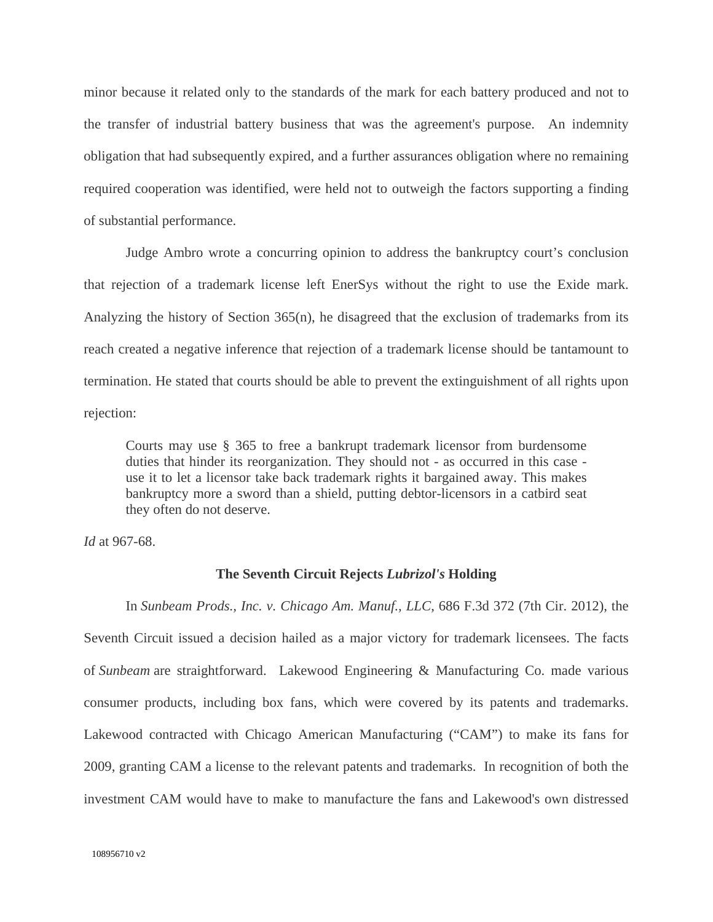minor because it related only to the standards of the mark for each battery produced and not to the transfer of industrial battery business that was the agreement's purpose. An indemnity obligation that had subsequently expired, and a further assurances obligation where no remaining required cooperation was identified, were held not to outweigh the factors supporting a finding of substantial performance.

Judge Ambro wrote a concurring opinion to address the bankruptcy court's conclusion that rejection of a trademark license left EnerSys without the right to use the Exide mark. Analyzing the history of Section 365(n), he disagreed that the exclusion of trademarks from its reach created a negative inference that rejection of a trademark license should be tantamount to termination. He stated that courts should be able to prevent the extinguishment of all rights upon rejection:

> Courts may use § 365 to free a bankrupt trademark licensor from burdensome duties that hinder its reorganization. They should not - as occurred in this case - use it to let a licensor take back trademark rights it bargained away. This makes bankruptcy more a sword than a shield, putting debtor-licensors in a catbird seat they often do not deserve.

*Id* at 967-68.

### The Seventh Circuit Rejects *Lubrizol's* Holding

In *Sunbeam Prods., Inc. v. Chicago Am. Manuf., LLC*, 686 F.3d 372 (7th Cir. 2012), the Seventh Circuit issued a decision hailed as a major victory for trademark licensees. The facts of *Sunbeam* are straightforward. Lakewood Engineering & Manufacturing Co. made various consumer products, including box fans, which were covered by its patents and trademarks. Lakewood contracted with Chicago American Manufacturing ("CAM") to make its fans for 2009, granting CAM a license to the relevant patents and trademarks. In recognition of both the investment CAM would have to make to manufacture the fans and Lakewood's own distressed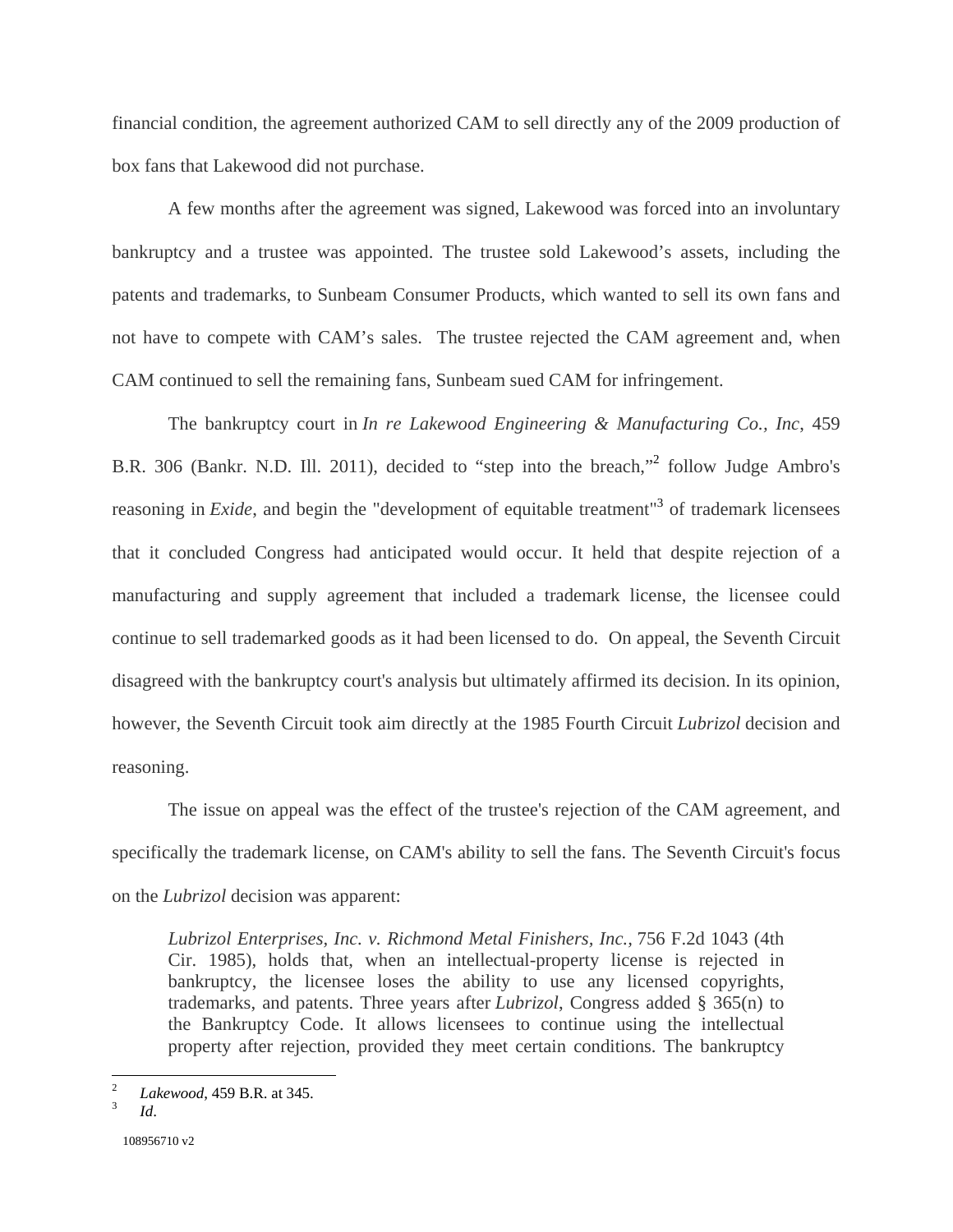financial condition, the agreement authorized CAM to sell directly any of the 2009 production of box fans that Lakewood did not purchase.

A few months after the agreement was signed, Lakewood was forced into an involuntary bankruptcy and a trustee was appointed. The trustee sold Lakewood's assets, including the patents and trademarks, to Sunbeam Consumer Products, which wanted to sell its own fans and not have to compete with CAM's sales. The trustee rejected the CAM agreement and, when CAM continued to sell the remaining fans, Sunbeam sued CAM for infringement.

The bankruptcy court in *In re Lakewood Engineering & Manufacturing Co., Inc*, 459 B.R. 306 (Bankr. N.D. Ill. 2011), decided to "step into the breach,"[2] follow Judge Ambro's reasoning in *Exide*, and begin the "development of equitable treatment"[3] of trademark licensees that it concluded Congress had anticipated would occur. It held that despite rejection of a manufacturing and supply agreement that included a trademark license, the licensee could continue to sell trademarked goods as it had been licensed to do. On appeal, the Seventh Circuit disagreed with the bankruptcy court's analysis but ultimately affirmed its decision. In its opinion, however, the Seventh Circuit took aim directly at the 1985 Fourth Circuit *Lubrizol* decision and reasoning.

The issue on appeal was the effect of the trustee's rejection of the CAM agreement, and specifically the trademark license, on CAM's ability to sell the fans. The Seventh Circuit's focus on the *Lubrizol* decision was apparent:

> *Lubrizol Enterprises, Inc. v. Richmond Metal Finishers, Inc.*, 756 F.2d 1043 (4th Cir. 1985), holds that, when an intellectual-property license is rejected in bankruptcy, the licensee loses the ability to use any licensed copyrights, trademarks, and patents. Three years after *Lubrizol*, Congress added § 365(n) to the Bankruptcy Code. It allows licensees to continue using the intellectual property after rejection, provided they meet certain conditions. The bankruptcy

[2] *Lakewood*, 459 B.R. at 345.

[3] *Id*.

108956710 v2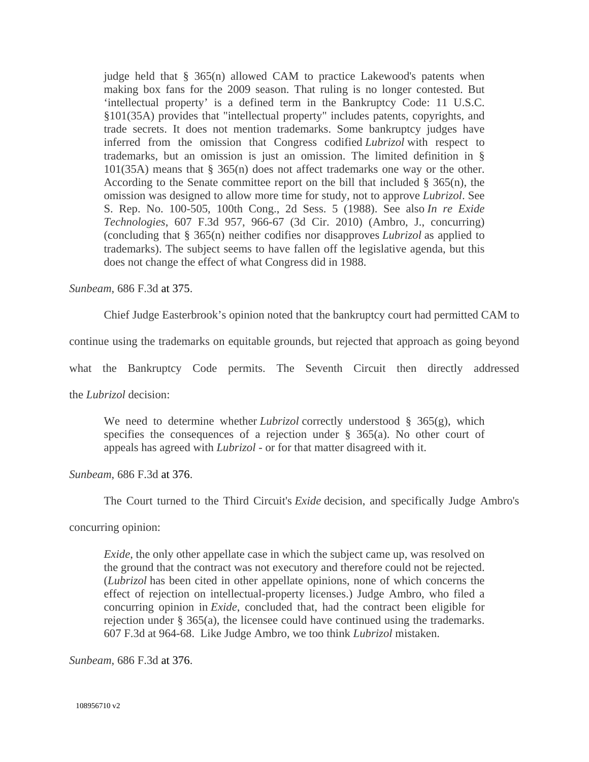> judge held that § 365(n) allowed CAM to practice Lakewood's patents when making box fans for the 2009 season. That ruling is no longer contested. But 'intellectual property' is a defined term in the Bankruptcy Code: 11 U.S.C. §101(35A) provides that "intellectual property" includes patents, copyrights, and trade secrets. It does not mention trademarks. Some bankruptcy judges have inferred from the omission that Congress codified *Lubrizol* with respect to trademarks, but an omission is just an omission. The limited definition in § 101(35A) means that § 365(n) does not affect trademarks one way or the other. According to the Senate committee report on the bill that included § 365(n), the omission was designed to allow more time for study, not to approve *Lubrizol*. See S. Rep. No. 100-505, 100th Cong., 2d Sess. 5 (1988). See also *In re Exide Technologies*, 607 F.3d 957, 966-67 (3d Cir. 2010) (Ambro, J., concurring) (concluding that § 365(n) neither codifies nor disapproves *Lubrizol* as applied to trademarks). The subject seems to have fallen off the legislative agenda, but this does not change the effect of what Congress did in 1988.

*Sunbeam*, 686 F.3d at 375.

Chief Judge Easterbrook's opinion noted that the bankruptcy court had permitted CAM to continue using the trademarks on equitable grounds, but rejected that approach as going beyond what the Bankruptcy Code permits. The Seventh Circuit then directly addressed the *Lubrizol* decision:

> We need to determine whether *Lubrizol* correctly understood § 365(g), which specifies the consequences of a rejection under § 365(a). No other court of appeals has agreed with *Lubrizol* - or for that matter disagreed with it.

*Sunbeam*, 686 F.3d at 376.

The Court turned to the Third Circuit's *Exide* decision, and specifically Judge Ambro's concurring opinion:

> *Exide*, the only other appellate case in which the subject came up, was resolved on the ground that the contract was not executory and therefore could not be rejected. (*Lubrizol* has been cited in other appellate opinions, none of which concerns the effect of rejection on intellectual-property licenses.) Judge Ambro, who filed a concurring opinion in *Exide*, concluded that, had the contract been eligible for rejection under § 365(a), the licensee could have continued using the trademarks. 607 F.3d at 964-68. Like Judge Ambro, we too think *Lubrizol* mistaken.

*Sunbeam*, 686 F.3d at 376.

108956710 v2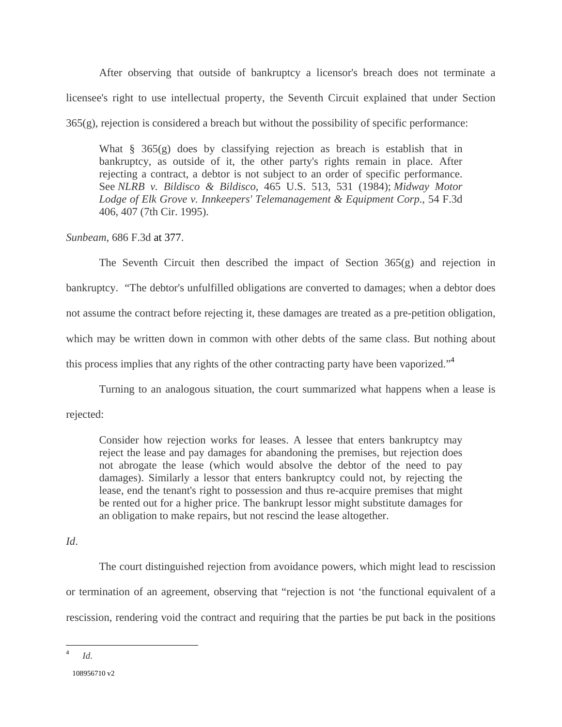After observing that outside of bankruptcy a licensor's breach does not terminate a licensee's right to use intellectual property, the Seventh Circuit explained that under Section 365(g), rejection is considered a breach but without the possibility of specific performance:

> What § 365(g) does by classifying rejection as breach is establish that in bankruptcy, as outside of it, the other party's rights remain in place. After rejecting a contract, a debtor is not subject to an order of specific performance. See *NLRB v. Bildisco & Bildisco*, 465 U.S. 513, 531 (1984); *Midway Motor Lodge of Elk Grove v. Innkeepers' Telemanagement & Equipment Corp.*, 54 F.3d 406, 407 (7th Cir. 1995).

*Sunbeam*, 686 F.3d at 377.

The Seventh Circuit then described the impact of Section 365(g) and rejection in bankruptcy. "The debtor's unfulfilled obligations are converted to damages; when a debtor does not assume the contract before rejecting it, these damages are treated as a pre-petition obligation, which may be written down in common with other debts of the same class. But nothing about this process implies that any rights of the other contracting party have been vaporized."[4]

Turning to an analogous situation, the court summarized what happens when a lease is rejected:

> Consider how rejection works for leases. A lessee that enters bankruptcy may reject the lease and pay damages for abandoning the premises, but rejection does not abrogate the lease (which would absolve the debtor of the need to pay damages). Similarly a lessor that enters bankruptcy could not, by rejecting the lease, end the tenant's right to possession and thus re-acquire premises that might be rented out for a higher price. The bankrupt lessor might substitute damages for an obligation to make repairs, but not rescind the lease altogether.

*Id*.

The court distinguished rejection from avoidance powers, which might lead to rescission or termination of an agreement, observing that "rejection is not 'the functional equivalent of a rescission, rendering void the contract and requiring that the parties be put back in the positions

---

[4] *Id*.

108956710 v2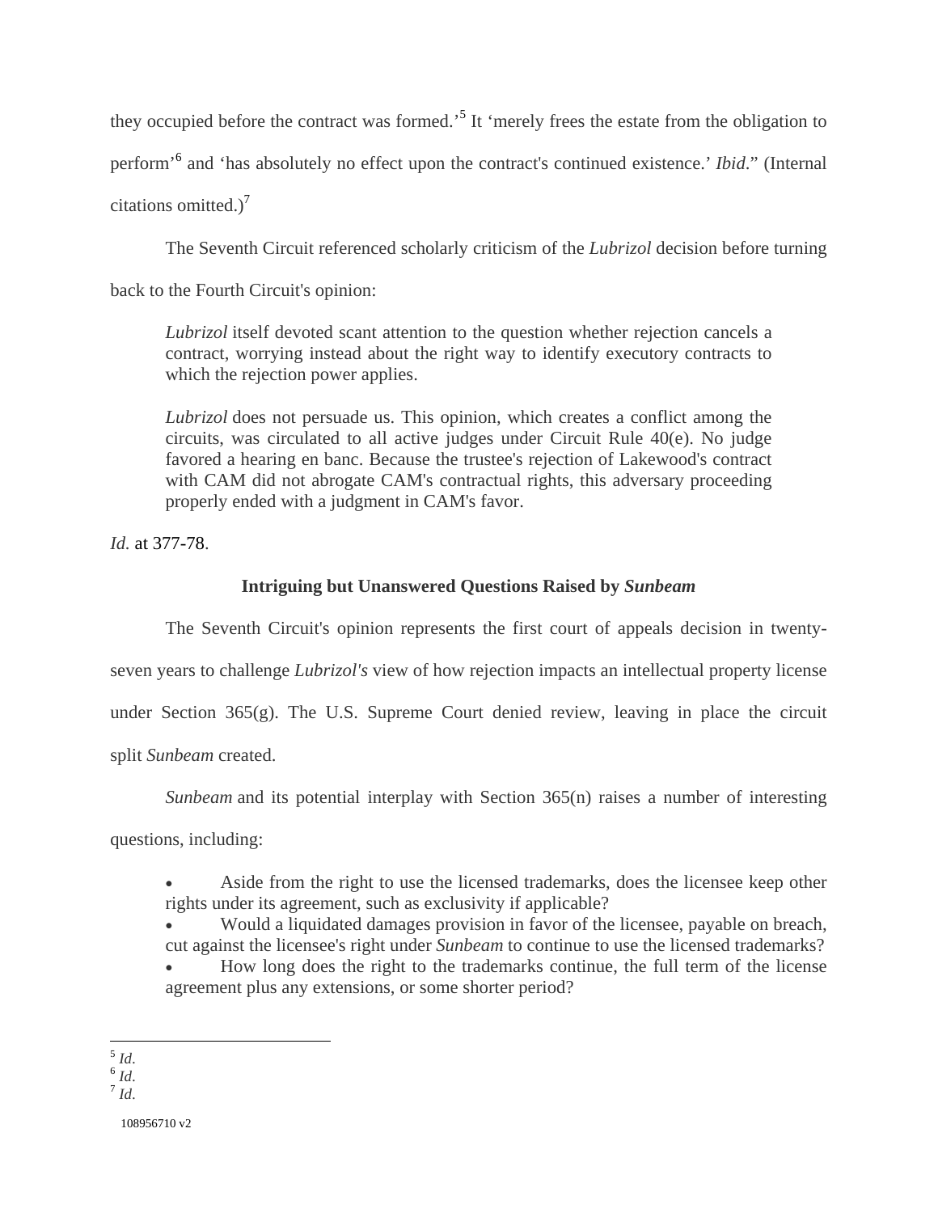they occupied before the contract was formed.'[5] It 'merely frees the estate from the obligation to perform'[6] and 'has absolutely no effect upon the contract's continued existence.' *Ibid*." (Internal citations omitted.)[7]

The Seventh Circuit referenced scholarly criticism of the *Lubrizol* decision before turning back to the Fourth Circuit's opinion:

> *Lubrizol* itself devoted scant attention to the question whether rejection cancels a contract, worrying instead about the right way to identify executory contracts to which the rejection power applies.
>
> *Lubrizol* does not persuade us. This opinion, which creates a conflict among the circuits, was circulated to all active judges under Circuit Rule 40(e). No judge favored a hearing en banc. Because the trustee's rejection of Lakewood's contract with CAM did not abrogate CAM's contractual rights, this adversary proceeding properly ended with a judgment in CAM's favor.

*Id.* at 377-78.

## Intriguing but Unanswered Questions Raised by *Sunbeam*

The Seventh Circuit's opinion represents the first court of appeals decision in twenty-seven years to challenge *Lubrizol's* view of how rejection impacts an intellectual property license under Section 365(g). The U.S. Supreme Court denied review, leaving in place the circuit split *Sunbeam* created.

*Sunbeam* and its potential interplay with Section 365(n) raises a number of interesting questions, including:

- Aside from the right to use the licensed trademarks, does the licensee keep other rights under its agreement, such as exclusivity if applicable?
- Would a liquidated damages provision in favor of the licensee, payable on breach, cut against the licensee's right under *Sunbeam* to continue to use the licensed trademarks?
- How long does the right to the trademarks continue, the full term of the license agreement plus any extensions, or some shorter period?

---

[5] *Id*.

[6] *Id*.

[7] *Id*.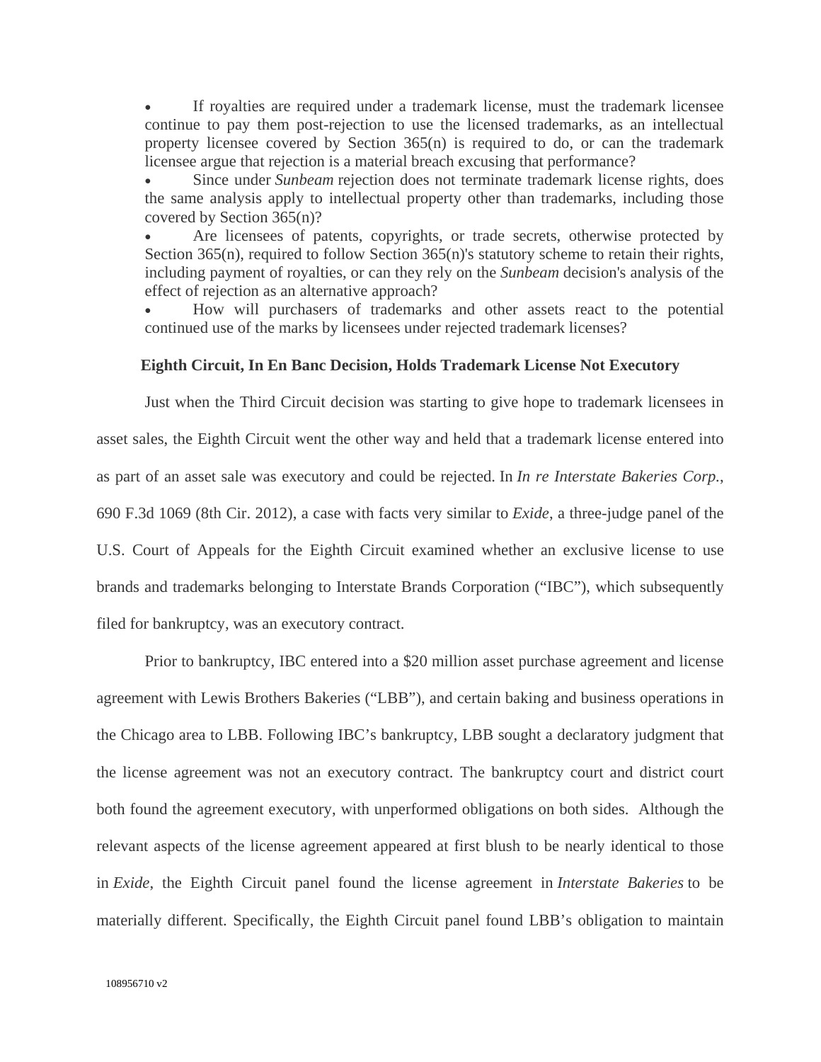- If royalties are required under a trademark license, must the trademark licensee continue to pay them post-rejection to use the licensed trademarks, as an intellectual property licensee covered by Section 365(n) is required to do, or can the trademark licensee argue that rejection is a material breach excusing that performance?
- Since under *Sunbeam* rejection does not terminate trademark license rights, does the same analysis apply to intellectual property other than trademarks, including those covered by Section 365(n)?
- Are licensees of patents, copyrights, or trade secrets, otherwise protected by Section 365(n), required to follow Section 365(n)'s statutory scheme to retain their rights, including payment of royalties, or can they rely on the *Sunbeam* decision's analysis of the effect of rejection as an alternative approach?
- How will purchasers of trademarks and other assets react to the potential continued use of the marks by licensees under rejected trademark licenses?

### Eighth Circuit, In En Banc Decision, Holds Trademark License Not Executory

Just when the Third Circuit decision was starting to give hope to trademark licensees in asset sales, the Eighth Circuit went the other way and held that a trademark license entered into as part of an asset sale was executory and could be rejected. In *In re Interstate Bakeries Corp.*, 690 F.3d 1069 (8th Cir. 2012), a case with facts very similar to *Exide*, a three-judge panel of the U.S. Court of Appeals for the Eighth Circuit examined whether an exclusive license to use brands and trademarks belonging to Interstate Brands Corporation ("IBC"), which subsequently filed for bankruptcy, was an executory contract.

Prior to bankruptcy, IBC entered into a $20 million asset purchase agreement and license agreement with Lewis Brothers Bakeries ("LBB"), and certain baking and business operations in the Chicago area to LBB. Following IBC's bankruptcy, LBB sought a declaratory judgment that the license agreement was not an executory contract. The bankruptcy court and district court both found the agreement executory, with unperformed obligations on both sides. Although the relevant aspects of the license agreement appeared at first blush to be nearly identical to those in *Exide*, the Eighth Circuit panel found the license agreement in *Interstate Bakeries* to be materially different. Specifically, the Eighth Circuit panel found LBB's obligation to maintain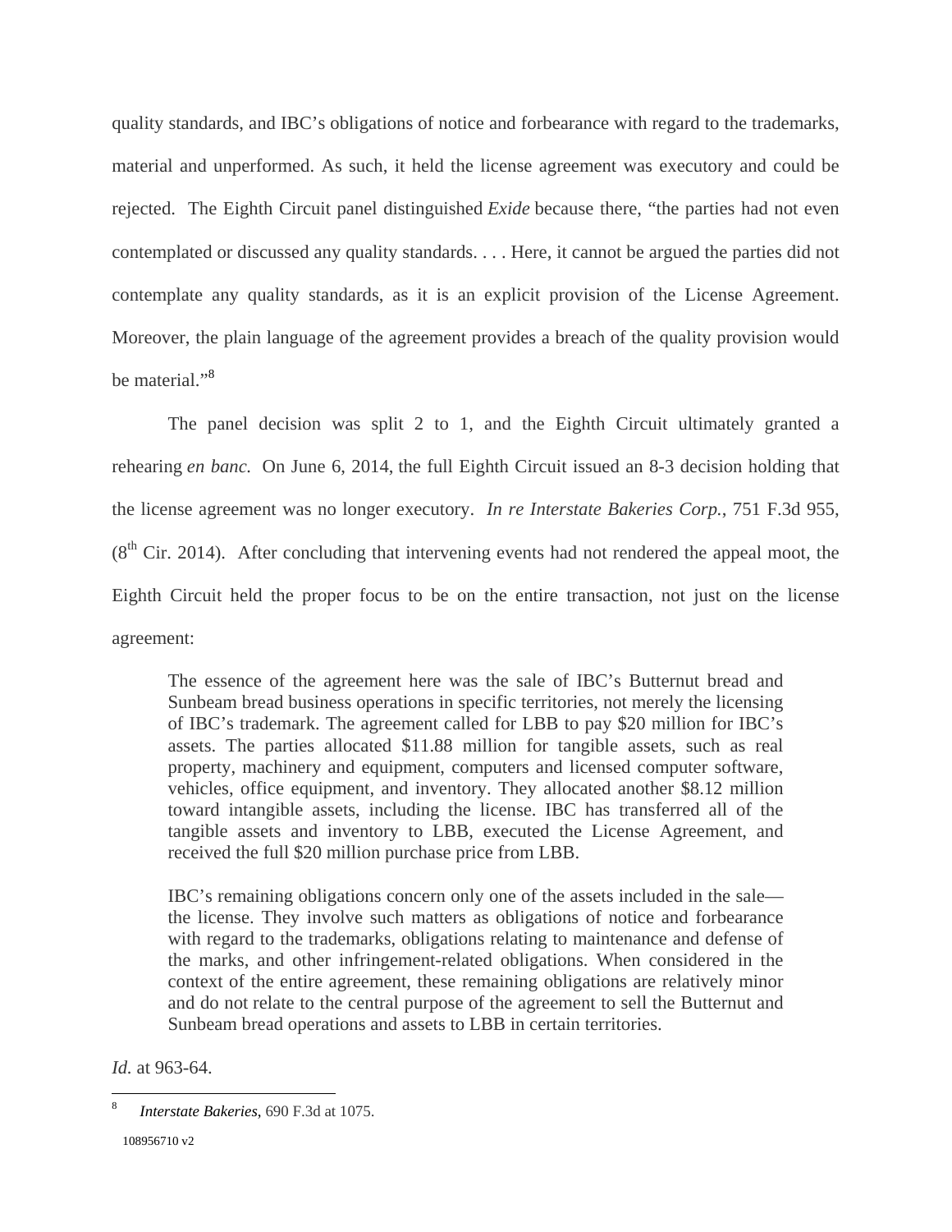quality standards, and IBC's obligations of notice and forbearance with regard to the trademarks, material and unperformed. As such, it held the license agreement was executory and could be rejected. The Eighth Circuit panel distinguished *Exide* because there, "the parties had not even contemplated or discussed any quality standards. . . . Here, it cannot be argued the parties did not contemplate any quality standards, as it is an explicit provision of the License Agreement. Moreover, the plain language of the agreement provides a breach of the quality provision would be material."[8]

The panel decision was split 2 to 1, and the Eighth Circuit ultimately granted a rehearing *en banc.* On June 6, 2014, the full Eighth Circuit issued an 8-3 decision holding that the license agreement was no longer executory. *In re Interstate Bakeries Corp.*, 751 F.3d 955, (8th Cir. 2014). After concluding that intervening events had not rendered the appeal moot, the Eighth Circuit held the proper focus to be on the entire transaction, not just on the license agreement:

> The essence of the agreement here was the sale of IBC's Butternut bread and Sunbeam bread business operations in specific territories, not merely the licensing of IBC's trademark. The agreement called for LBB to pay $20 million for IBC's assets. The parties allocated $11.88 million for tangible assets, such as real property, machinery and equipment, computers and licensed computer software, vehicles, office equipment, and inventory. They allocated another $8.12 million toward intangible assets, including the license. IBC has transferred all of the tangible assets and inventory to LBB, executed the License Agreement, and received the full $20 million purchase price from LBB.
>
> IBC's remaining obligations concern only one of the assets included in the sale—the license. They involve such matters as obligations of notice and forbearance with regard to the trademarks, obligations relating to maintenance and defense of the marks, and other infringement-related obligations. When considered in the context of the entire agreement, these remaining obligations are relatively minor and do not relate to the central purpose of the agreement to sell the Butternut and Sunbeam bread operations and assets to LBB in certain territories.

*Id.* at 963-64.

---

[8] *Interstate Bakeries*, 690 F.3d at 1075.

108956710 v2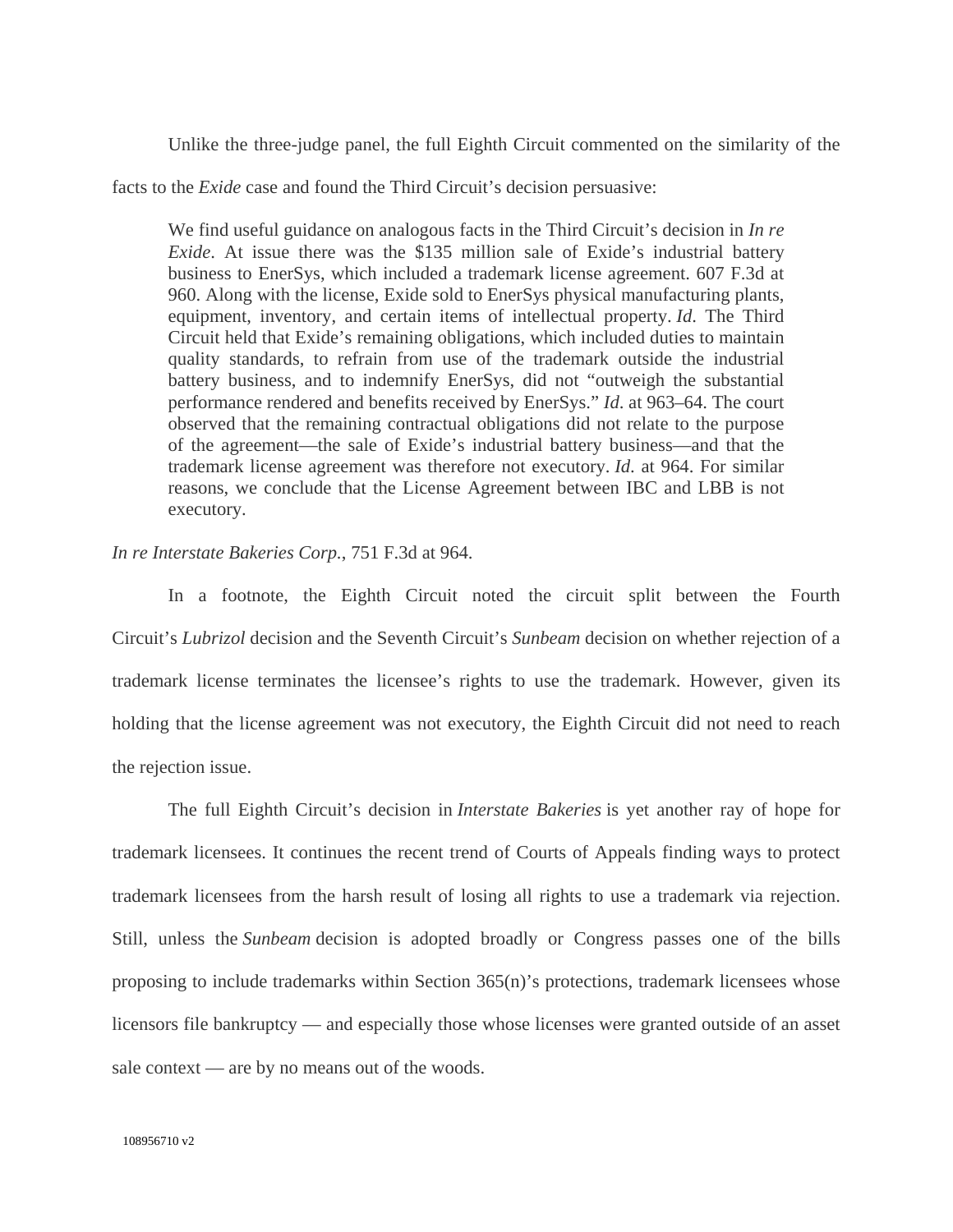Unlike the three-judge panel, the full Eighth Circuit commented on the similarity of the facts to the *Exide* case and found the Third Circuit's decision persuasive:

> We find useful guidance on analogous facts in the Third Circuit's decision in *In re Exide*. At issue there was the $135 million sale of Exide's industrial battery business to EnerSys, which included a trademark license agreement. 607 F.3d at 960. Along with the license, Exide sold to EnerSys physical manufacturing plants, equipment, inventory, and certain items of intellectual property. *Id.* The Third Circuit held that Exide's remaining obligations, which included duties to maintain quality standards, to refrain from use of the trademark outside the industrial battery business, and to indemnify EnerSys, did not "outweigh the substantial performance rendered and benefits received by EnerSys." *Id*. at 963–64. The court observed that the remaining contractual obligations did not relate to the purpose of the agreement—the sale of Exide's industrial battery business—and that the trademark license agreement was therefore not executory. *Id*. at 964. For similar reasons, we conclude that the License Agreement between IBC and LBB is not executory.

*In re Interstate Bakeries Corp.*, 751 F.3d at 964.

In a footnote, the Eighth Circuit noted the circuit split between the Fourth Circuit's *Lubrizol* decision and the Seventh Circuit's *Sunbeam* decision on whether rejection of a trademark license terminates the licensee's rights to use the trademark. However, given its holding that the license agreement was not executory, the Eighth Circuit did not need to reach the rejection issue.

The full Eighth Circuit's decision in *Interstate Bakeries* is yet another ray of hope for trademark licensees. It continues the recent trend of Courts of Appeals finding ways to protect trademark licensees from the harsh result of losing all rights to use a trademark via rejection. Still, unless the *Sunbeam* decision is adopted broadly or Congress passes one of the bills proposing to include trademarks within Section 365(n)'s protections, trademark licensees whose licensors file bankruptcy — and especially those whose licenses were granted outside of an asset sale context — are by no means out of the woods.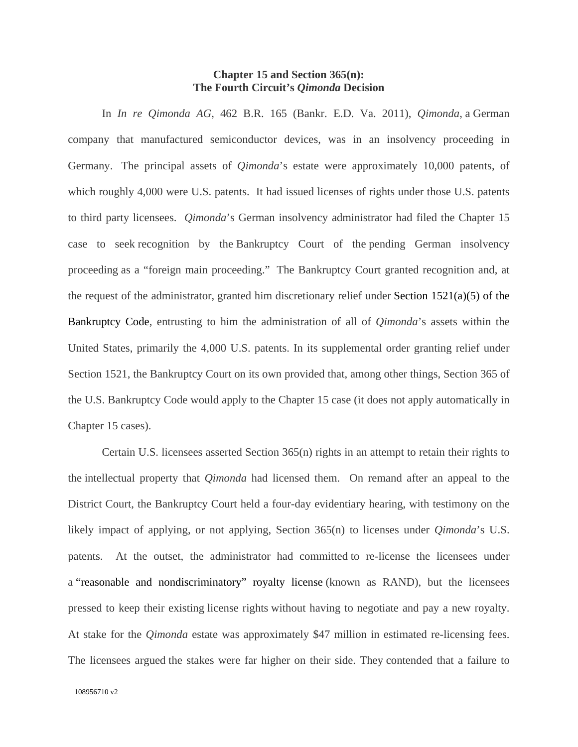**Chapter 15 and Section 365(n):**
**The Fourth Circuit's *Qimonda* Decision**

In *In re Qimonda AG*, 462 B.R. 165 (Bankr. E.D. Va. 2011), *Qimonda*, a German company that manufactured semiconductor devices, was in an insolvency proceeding in Germany. The principal assets of *Qimonda*'s estate were approximately 10,000 patents, of which roughly 4,000 were U.S. patents. It had issued licenses of rights under those U.S. patents to third party licensees. *Qimonda*'s German insolvency administrator had filed the Chapter 15 case to seek recognition by the Bankruptcy Court of the pending German insolvency proceeding as a "foreign main proceeding." The Bankruptcy Court granted recognition and, at the request of the administrator, granted him discretionary relief under Section 1521(a)(5) of the Bankruptcy Code, entrusting to him the administration of all of *Qimonda*'s assets within the United States, primarily the 4,000 U.S. patents. In its supplemental order granting relief under Section 1521, the Bankruptcy Court on its own provided that, among other things, Section 365 of the U.S. Bankruptcy Code would apply to the Chapter 15 case (it does not apply automatically in Chapter 15 cases).

Certain U.S. licensees asserted Section 365(n) rights in an attempt to retain their rights to the intellectual property that *Qimonda* had licensed them. On remand after an appeal to the District Court, the Bankruptcy Court held a four-day evidentiary hearing, with testimony on the likely impact of applying, or not applying, Section 365(n) to licenses under *Qimonda*'s U.S. patents. At the outset, the administrator had committed to re-license the licensees under a "reasonable and nondiscriminatory" royalty license (known as RAND), but the licensees pressed to keep their existing license rights without having to negotiate and pay a new royalty. At stake for the *Qimonda* estate was approximately $47 million in estimated re-licensing fees. The licensees argued the stakes were far higher on their side. They contended that a failure to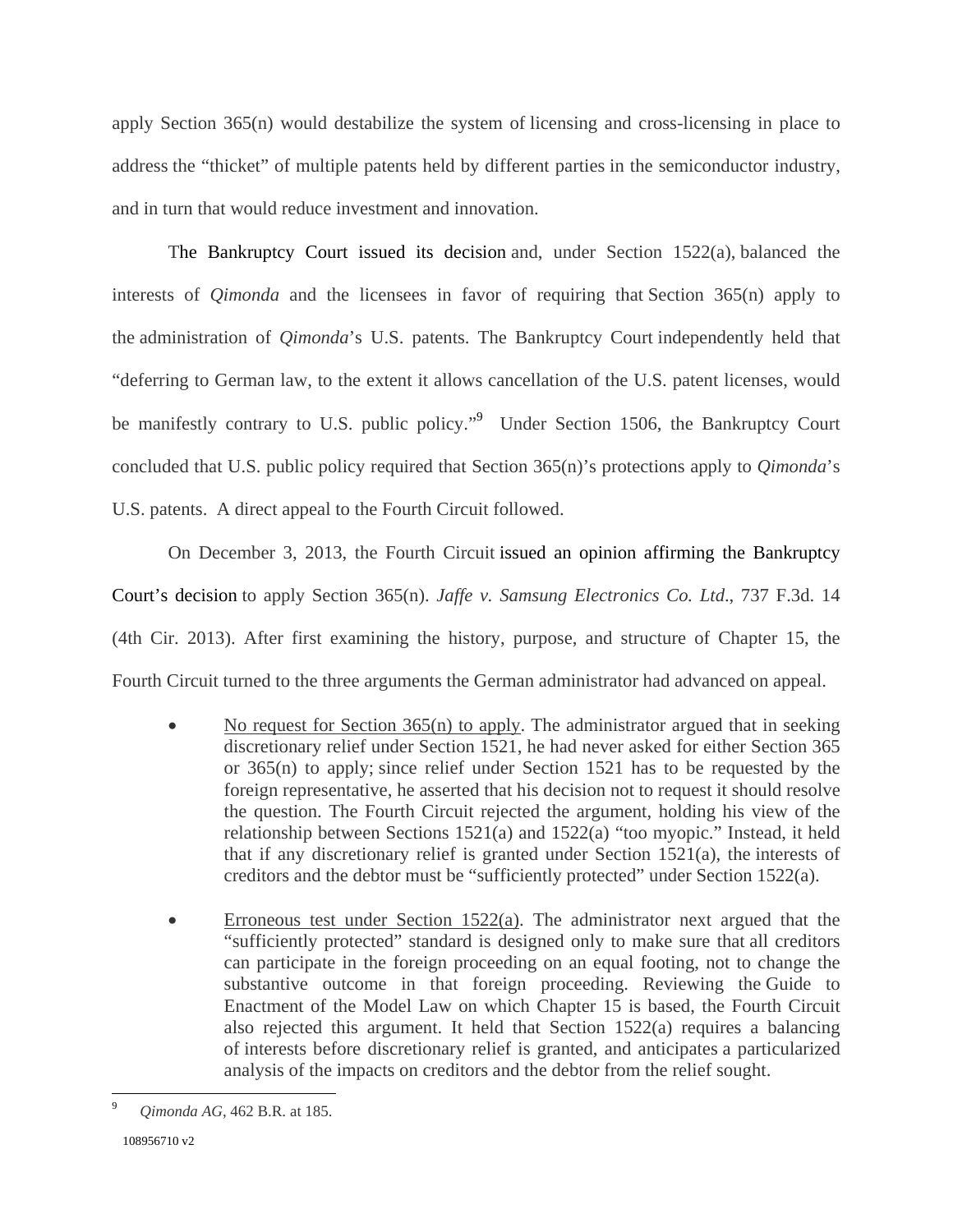apply Section 365(n) would destabilize the system of licensing and cross-licensing in place to address the "thicket" of multiple patents held by different parties in the semiconductor industry, and in turn that would reduce investment and innovation.

The Bankruptcy Court issued its decision and, under Section 1522(a), balanced the interests of *Qimonda* and the licensees in favor of requiring that Section 365(n) apply to the administration of *Qimonda*'s U.S. patents. The Bankruptcy Court independently held that "deferring to German law, to the extent it allows cancellation of the U.S. patent licenses, would be manifestly contrary to U.S. public policy."[9] Under Section 1506, the Bankruptcy Court concluded that U.S. public policy required that Section 365(n)'s protections apply to *Qimonda*'s U.S. patents. A direct appeal to the Fourth Circuit followed.

On December 3, 2013, the Fourth Circuit issued an opinion affirming the Bankruptcy Court's decision to apply Section 365(n). *Jaffe v. Samsung Electronics Co. Ltd*., 737 F.3d. 14 (4th Cir. 2013). After first examining the history, purpose, and structure of Chapter 15, the Fourth Circuit turned to the three arguments the German administrator had advanced on appeal.

- <u>No request for Section 365(n) to apply</u>. The administrator argued that in seeking discretionary relief under Section 1521, he had never asked for either Section 365 or 365(n) to apply; since relief under Section 1521 has to be requested by the foreign representative, he asserted that his decision not to request it should resolve the question. The Fourth Circuit rejected the argument, holding his view of the relationship between Sections 1521(a) and 1522(a) "too myopic." Instead, it held that if any discretionary relief is granted under Section 1521(a), the interests of creditors and the debtor must be "sufficiently protected" under Section 1522(a).

- <u>Erroneous test under Section 1522(a)</u>. The administrator next argued that the "sufficiently protected" standard is designed only to make sure that all creditors can participate in the foreign proceeding on an equal footing, not to change the substantive outcome in that foreign proceeding. Reviewing the Guide to Enactment of the Model Law on which Chapter 15 is based, the Fourth Circuit also rejected this argument. It held that Section 1522(a) requires a balancing of interests before discretionary relief is granted, and anticipates a particularized analysis of the impacts on creditors and the debtor from the relief sought.

---

[9] *Qimonda AG*, 462 B.R. at 185.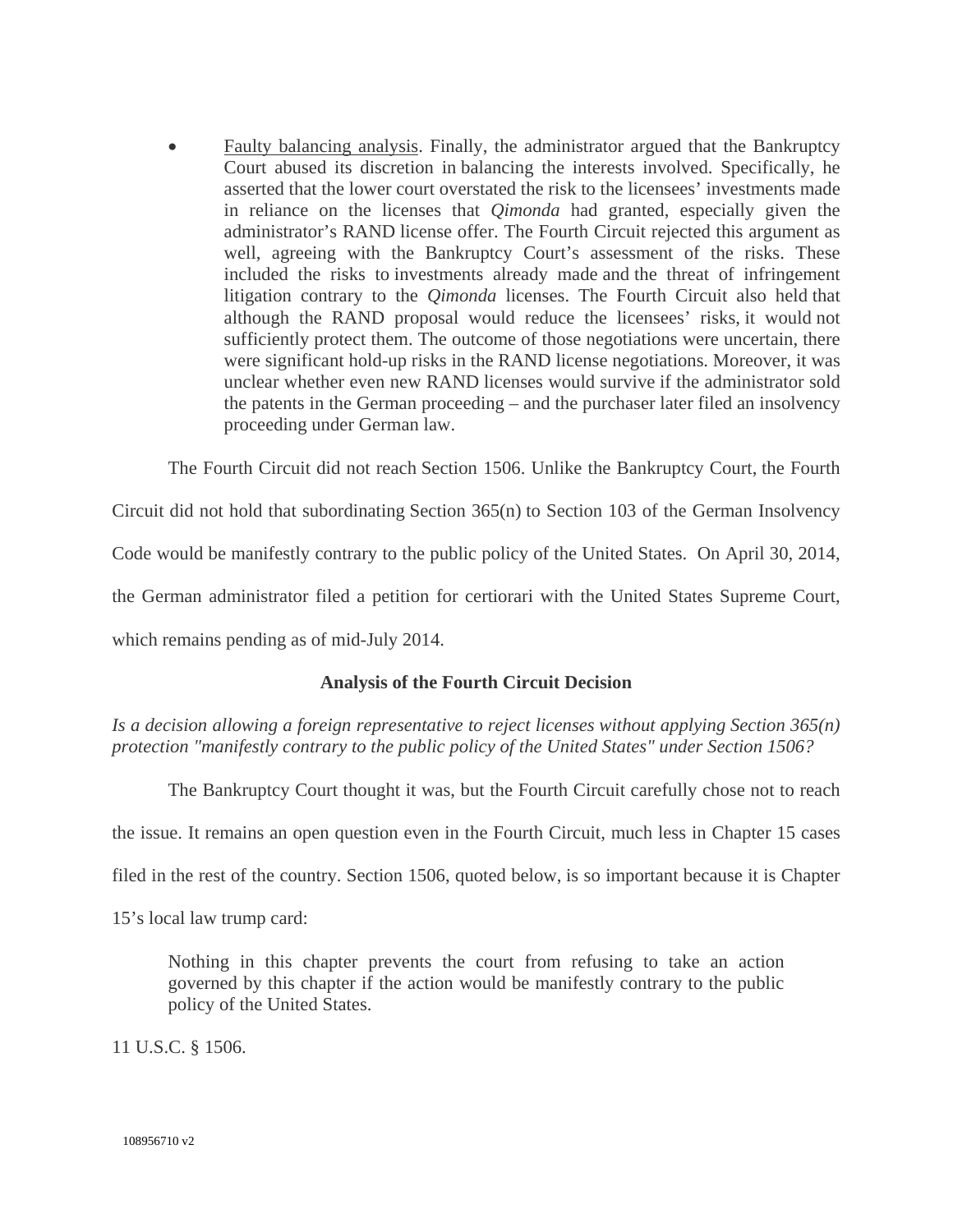- Faulty balancing analysis. Finally, the administrator argued that the Bankruptcy Court abused its discretion in balancing the interests involved. Specifically, he asserted that the lower court overstated the risk to the licensees' investments made in reliance on the licenses that *Qimonda* had granted, especially given the administrator's RAND license offer. The Fourth Circuit rejected this argument as well, agreeing with the Bankruptcy Court's assessment of the risks. These included the risks to investments already made and the threat of infringement litigation contrary to the *Qimonda* licenses. The Fourth Circuit also held that although the RAND proposal would reduce the licensees' risks, it would not sufficiently protect them. The outcome of those negotiations were uncertain, there were significant hold-up risks in the RAND license negotiations. Moreover, it was unclear whether even new RAND licenses would survive if the administrator sold the patents in the German proceeding – and the purchaser later filed an insolvency proceeding under German law.

The Fourth Circuit did not reach Section 1506. Unlike the Bankruptcy Court, the Fourth Circuit did not hold that subordinating Section 365(n) to Section 103 of the German Insolvency Code would be manifestly contrary to the public policy of the United States. On April 30, 2014, the German administrator filed a petition for certiorari with the United States Supreme Court, which remains pending as of mid-July 2014.

## Analysis of the Fourth Circuit Decision

*Is a decision allowing a foreign representative to reject licenses without applying Section 365(n) protection "manifestly contrary to the public policy of the United States" under Section 1506?*

The Bankruptcy Court thought it was, but the Fourth Circuit carefully chose not to reach the issue. It remains an open question even in the Fourth Circuit, much less in Chapter 15 cases filed in the rest of the country. Section 1506, quoted below, is so important because it is Chapter 15's local law trump card:

> Nothing in this chapter prevents the court from refusing to take an action governed by this chapter if the action would be manifestly contrary to the public policy of the United States.

11 U.S.C. § 1506.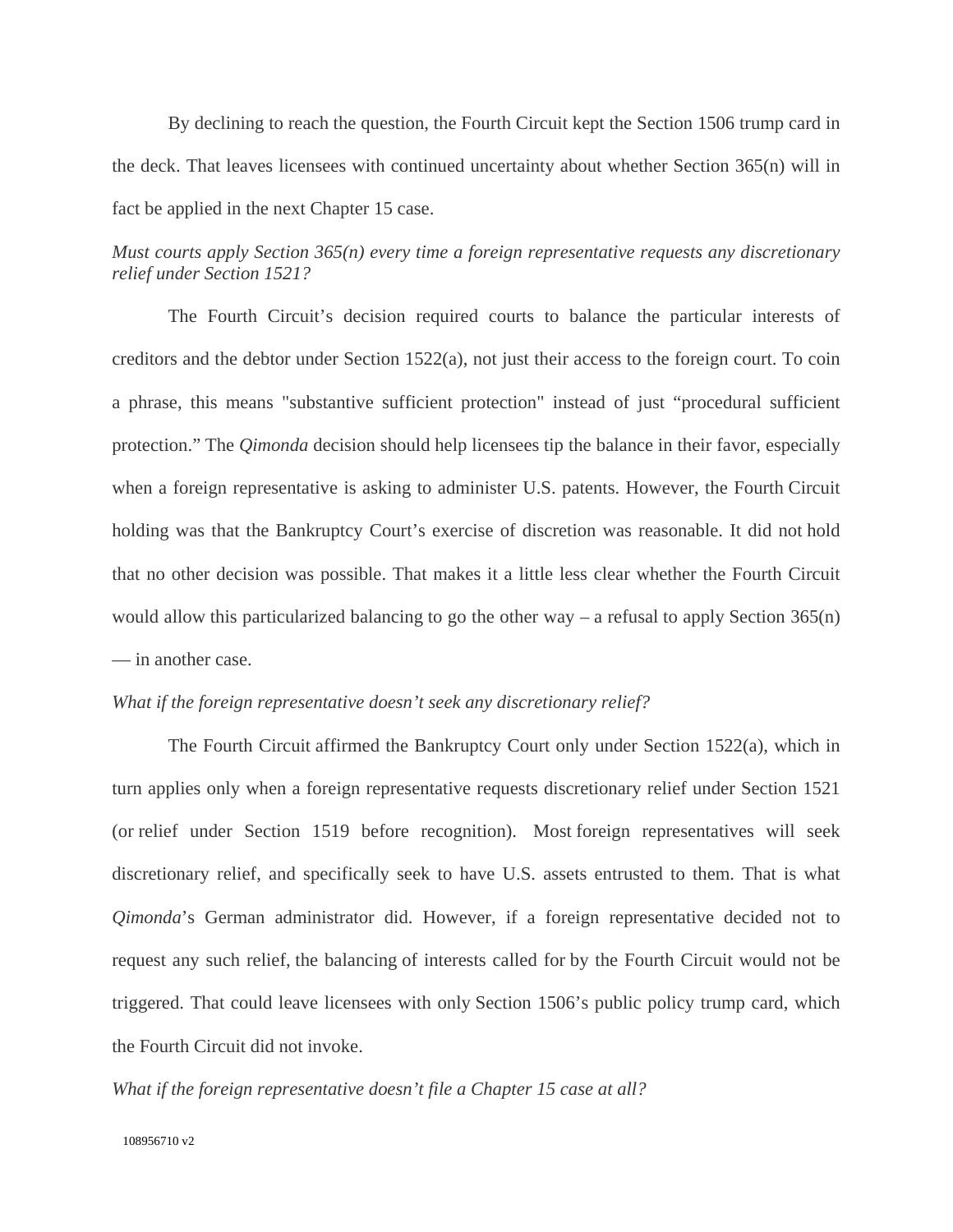By declining to reach the question, the Fourth Circuit kept the Section 1506 trump card in the deck. That leaves licensees with continued uncertainty about whether Section 365(n) will in fact be applied in the next Chapter 15 case.

*Must courts apply Section 365(n) every time a foreign representative requests any discretionary relief under Section 1521?*

The Fourth Circuit's decision required courts to balance the particular interests of creditors and the debtor under Section 1522(a), not just their access to the foreign court. To coin a phrase, this means "substantive sufficient protection" instead of just "procedural sufficient protection." The *Qimonda* decision should help licensees tip the balance in their favor, especially when a foreign representative is asking to administer U.S. patents. However, the Fourth Circuit holding was that the Bankruptcy Court's exercise of discretion was reasonable. It did not hold that no other decision was possible. That makes it a little less clear whether the Fourth Circuit would allow this particularized balancing to go the other way – a refusal to apply Section 365(n) — in another case.

*What if the foreign representative doesn't seek any discretionary relief?*

The Fourth Circuit affirmed the Bankruptcy Court only under Section 1522(a), which in turn applies only when a foreign representative requests discretionary relief under Section 1521 (or relief under Section 1519 before recognition). Most foreign representatives will seek discretionary relief, and specifically seek to have U.S. assets entrusted to them. That is what *Qimonda*'s German administrator did. However, if a foreign representative decided not to request any such relief, the balancing of interests called for by the Fourth Circuit would not be triggered. That could leave licensees with only Section 1506's public policy trump card, which the Fourth Circuit did not invoke.

*What if the foreign representative doesn't file a Chapter 15 case at all?*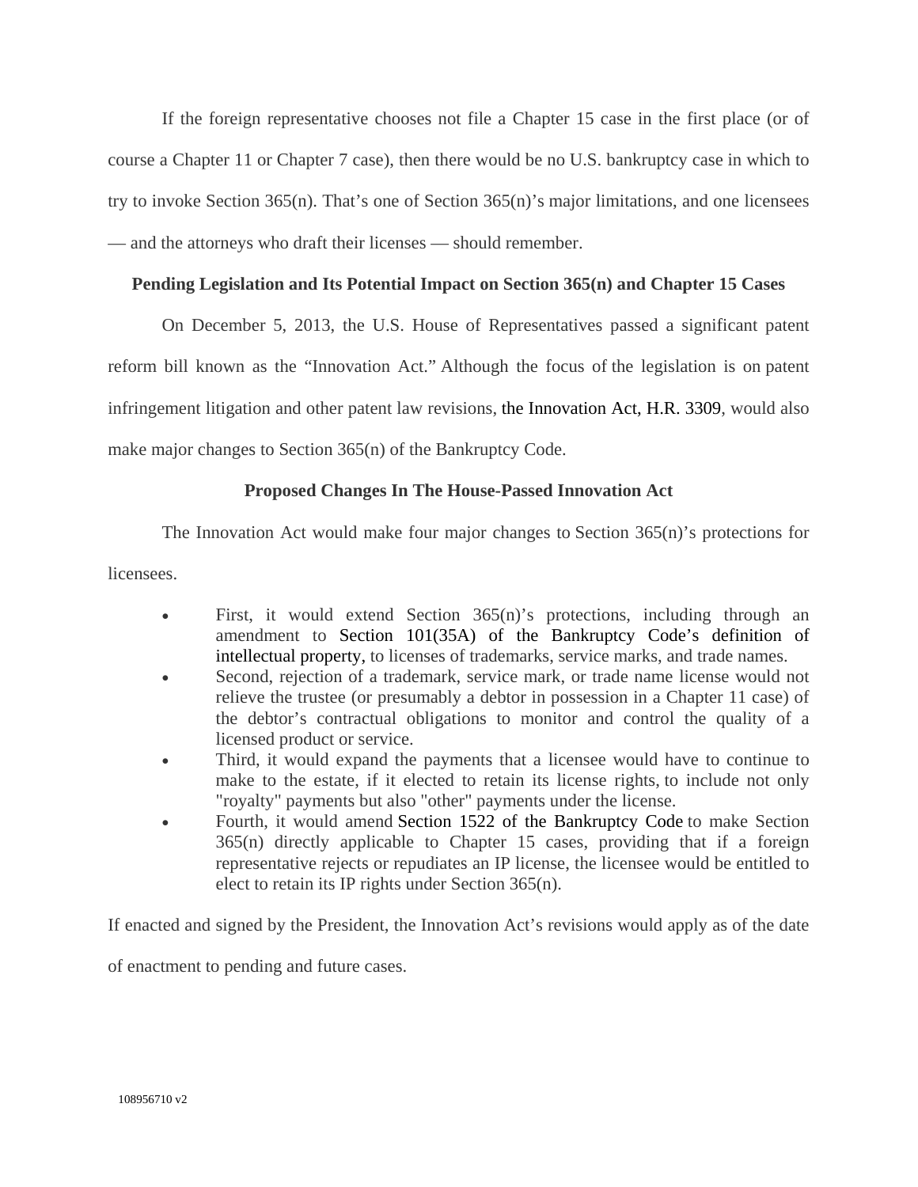If the foreign representative chooses not file a Chapter 15 case in the first place (or of course a Chapter 11 or Chapter 7 case), then there would be no U.S. bankruptcy case in which to try to invoke Section 365(n). That's one of Section 365(n)'s major limitations, and one licensees — and the attorneys who draft their licenses — should remember.

**Pending Legislation and Its Potential Impact on Section 365(n) and Chapter 15 Cases**

On December 5, 2013, the U.S. House of Representatives passed a significant patent reform bill known as the "Innovation Act." Although the focus of the legislation is on patent infringement litigation and other patent law revisions, the Innovation Act, H.R. 3309, would also make major changes to Section 365(n) of the Bankruptcy Code.

**Proposed Changes In The House-Passed Innovation Act**

The Innovation Act would make four major changes to Section 365(n)'s protections for licensees.

- First, it would extend Section 365(n)'s protections, including through an amendment to Section 101(35A) of the Bankruptcy Code's definition of intellectual property, to licenses of trademarks, service marks, and trade names.
- Second, rejection of a trademark, service mark, or trade name license would not relieve the trustee (or presumably a debtor in possession in a Chapter 11 case) of the debtor's contractual obligations to monitor and control the quality of a licensed product or service.
- Third, it would expand the payments that a licensee would have to continue to make to the estate, if it elected to retain its license rights, to include not only "royalty" payments but also "other" payments under the license.
- Fourth, it would amend Section 1522 of the Bankruptcy Code to make Section 365(n) directly applicable to Chapter 15 cases, providing that if a foreign representative rejects or repudiates an IP license, the licensee would be entitled to elect to retain its IP rights under Section 365(n).

If enacted and signed by the President, the Innovation Act's revisions would apply as of the date of enactment to pending and future cases.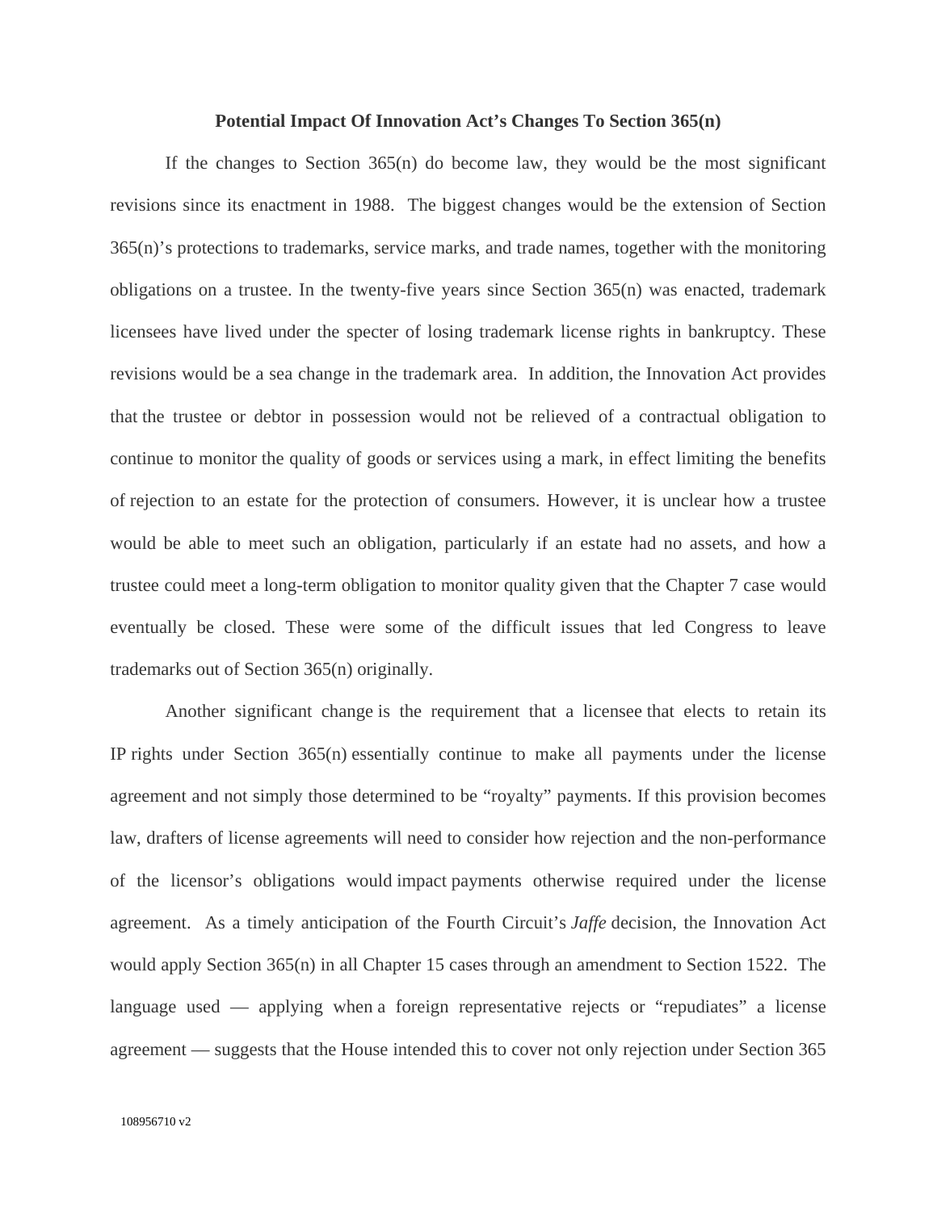## Potential Impact Of Innovation Act's Changes To Section 365(n)

If the changes to Section 365(n) do become law, they would be the most significant revisions since its enactment in 1988. The biggest changes would be the extension of Section 365(n)'s protections to trademarks, service marks, and trade names, together with the monitoring obligations on a trustee. In the twenty-five years since Section 365(n) was enacted, trademark licensees have lived under the specter of losing trademark license rights in bankruptcy. These revisions would be a sea change in the trademark area. In addition, the Innovation Act provides that the trustee or debtor in possession would not be relieved of a contractual obligation to continue to monitor the quality of goods or services using a mark, in effect limiting the benefits of rejection to an estate for the protection of consumers. However, it is unclear how a trustee would be able to meet such an obligation, particularly if an estate had no assets, and how a trustee could meet a long-term obligation to monitor quality given that the Chapter 7 case would eventually be closed. These were some of the difficult issues that led Congress to leave trademarks out of Section 365(n) originally.

Another significant change is the requirement that a licensee that elects to retain its IP rights under Section 365(n) essentially continue to make all payments under the license agreement and not simply those determined to be "royalty" payments. If this provision becomes law, drafters of license agreements will need to consider how rejection and the non-performance of the licensor's obligations would impact payments otherwise required under the license agreement. As a timely anticipation of the Fourth Circuit's *Jaffe* decision, the Innovation Act would apply Section 365(n) in all Chapter 15 cases through an amendment to Section 1522. The language used — applying when a foreign representative rejects or "repudiates" a license agreement — suggests that the House intended this to cover not only rejection under Section 365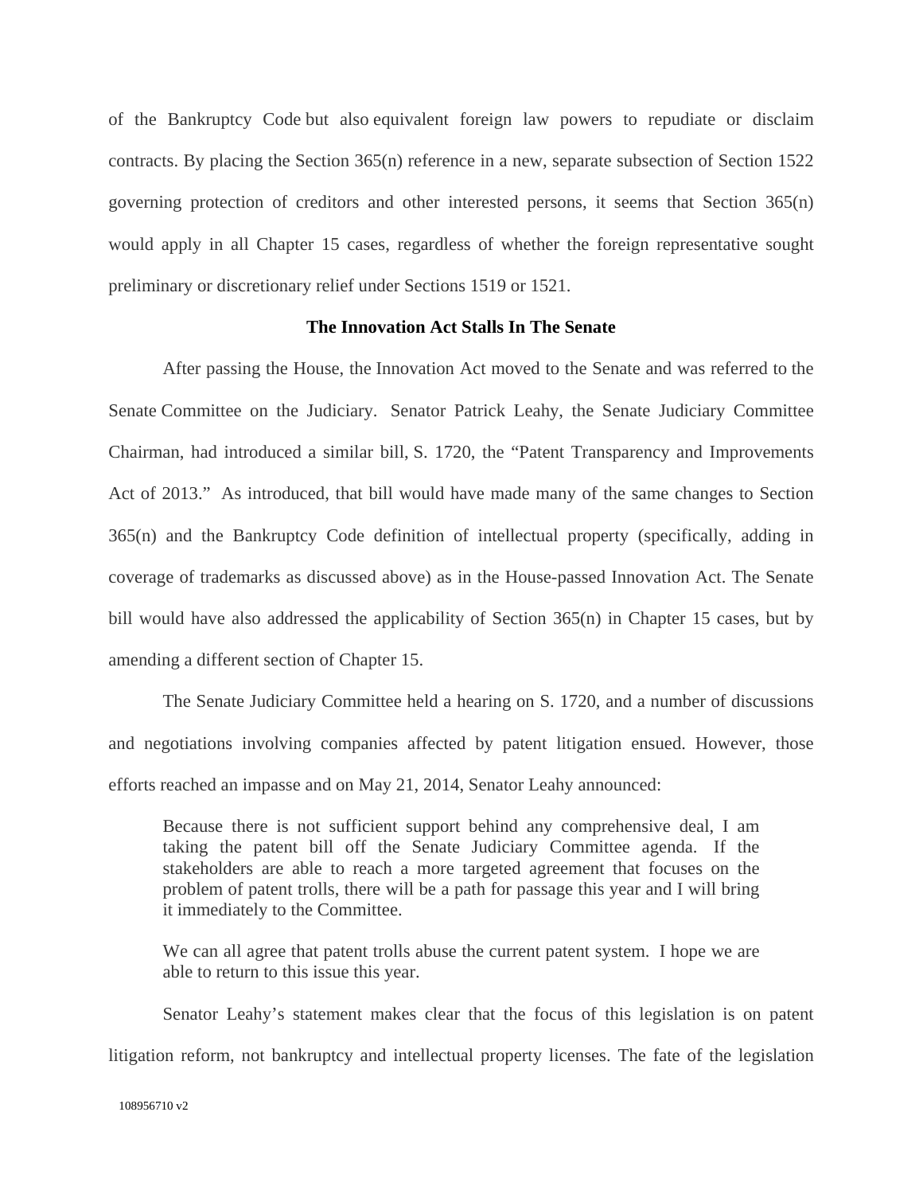of the Bankruptcy Code but also equivalent foreign law powers to repudiate or disclaim contracts. By placing the Section 365(n) reference in a new, separate subsection of Section 1522 governing protection of creditors and other interested persons, it seems that Section 365(n) would apply in all Chapter 15 cases, regardless of whether the foreign representative sought preliminary or discretionary relief under Sections 1519 or 1521.

**The Innovation Act Stalls In The Senate**

After passing the House, the Innovation Act moved to the Senate and was referred to the Senate Committee on the Judiciary. Senator Patrick Leahy, the Senate Judiciary Committee Chairman, had introduced a similar bill, S. 1720, the "Patent Transparency and Improvements Act of 2013." As introduced, that bill would have made many of the same changes to Section 365(n) and the Bankruptcy Code definition of intellectual property (specifically, adding in coverage of trademarks as discussed above) as in the House-passed Innovation Act. The Senate bill would have also addressed the applicability of Section 365(n) in Chapter 15 cases, but by amending a different section of Chapter 15.

The Senate Judiciary Committee held a hearing on S. 1720, and a number of discussions and negotiations involving companies affected by patent litigation ensued. However, those efforts reached an impasse and on May 21, 2014, Senator Leahy announced:

> Because there is not sufficient support behind any comprehensive deal, I am taking the patent bill off the Senate Judiciary Committee agenda. If the stakeholders are able to reach a more targeted agreement that focuses on the problem of patent trolls, there will be a path for passage this year and I will bring it immediately to the Committee.
>
> We can all agree that patent trolls abuse the current patent system. I hope we are able to return to this issue this year.

Senator Leahy's statement makes clear that the focus of this legislation is on patent litigation reform, not bankruptcy and intellectual property licenses. The fate of the legislation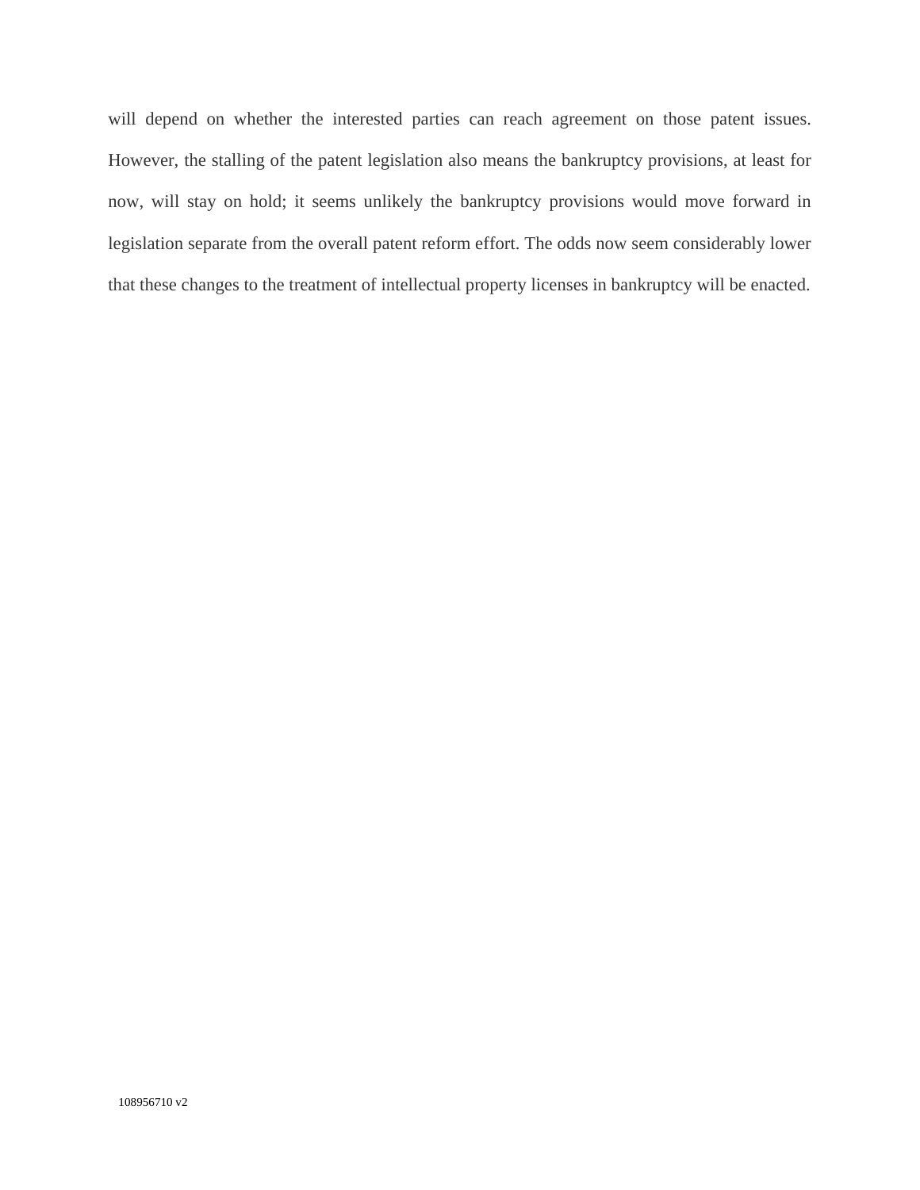will depend on whether the interested parties can reach agreement on those patent issues. However, the stalling of the patent legislation also means the bankruptcy provisions, at least for now, will stay on hold; it seems unlikely the bankruptcy provisions would move forward in legislation separate from the overall patent reform effort. The odds now seem considerably lower that these changes to the treatment of intellectual property licenses in bankruptcy will be enacted.